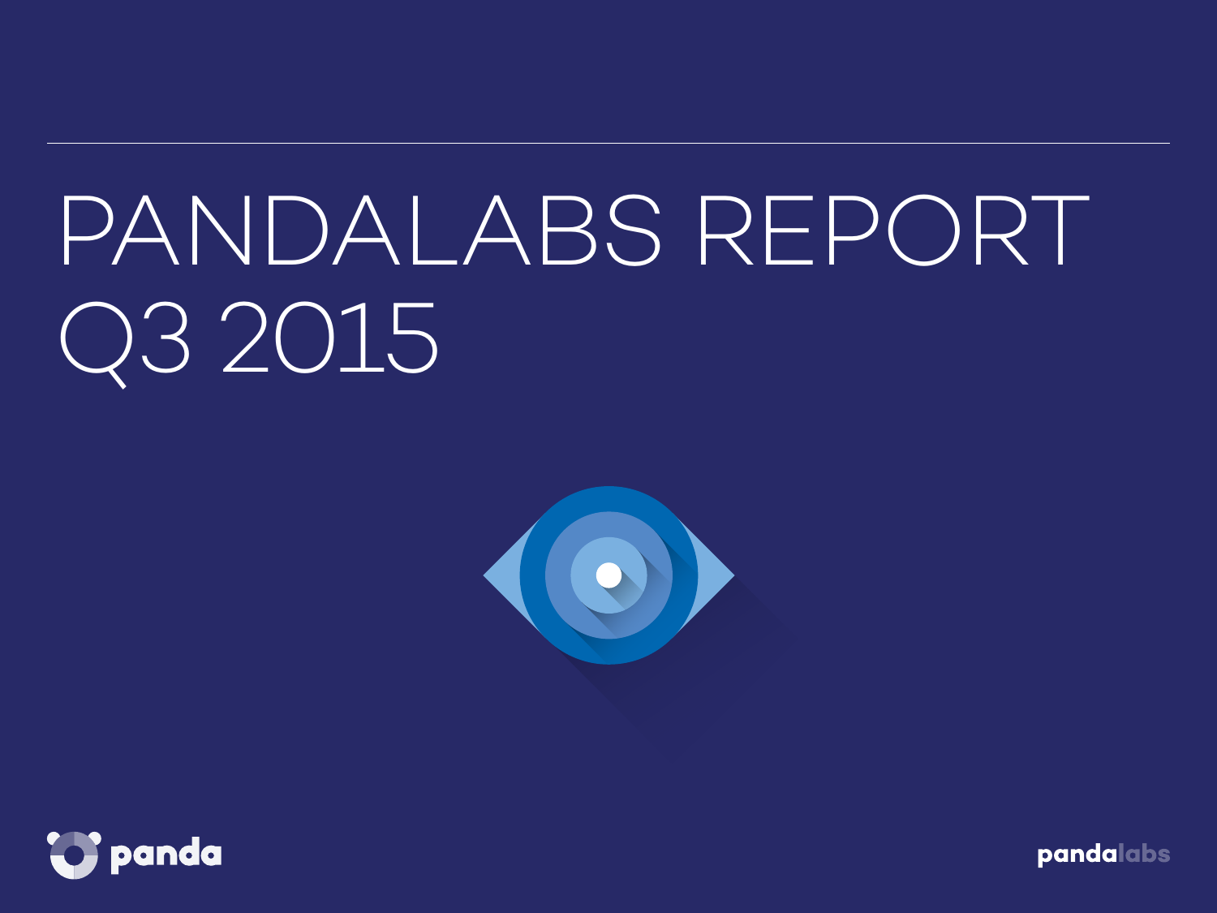# PANDALABS REPORT Q3 2015

panda

pandalabs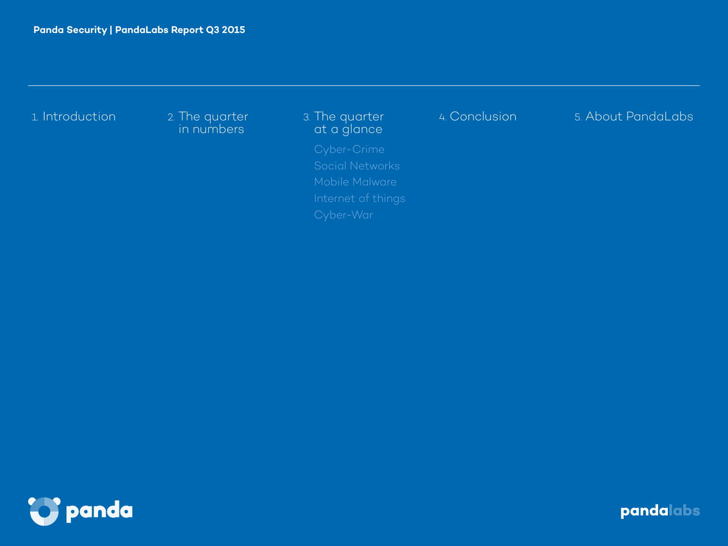1. Introduction

2. The quarter in numbers

3. The quarter at a glance

- Cyber-Crime
- Social Networks
- Mobile Malware
- Internet of things
- Cyber-War

4. Conclusion

5. About PandaLabs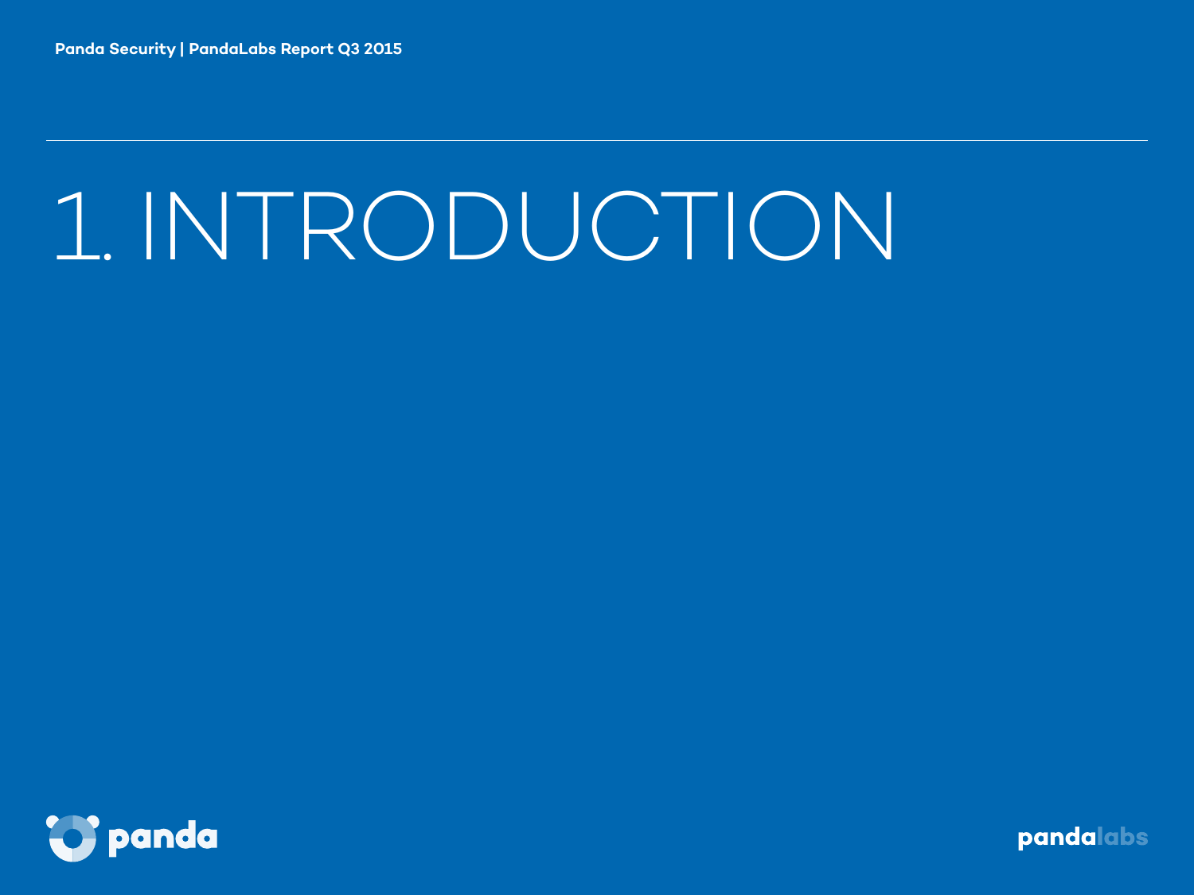# 1. INTRODUCTION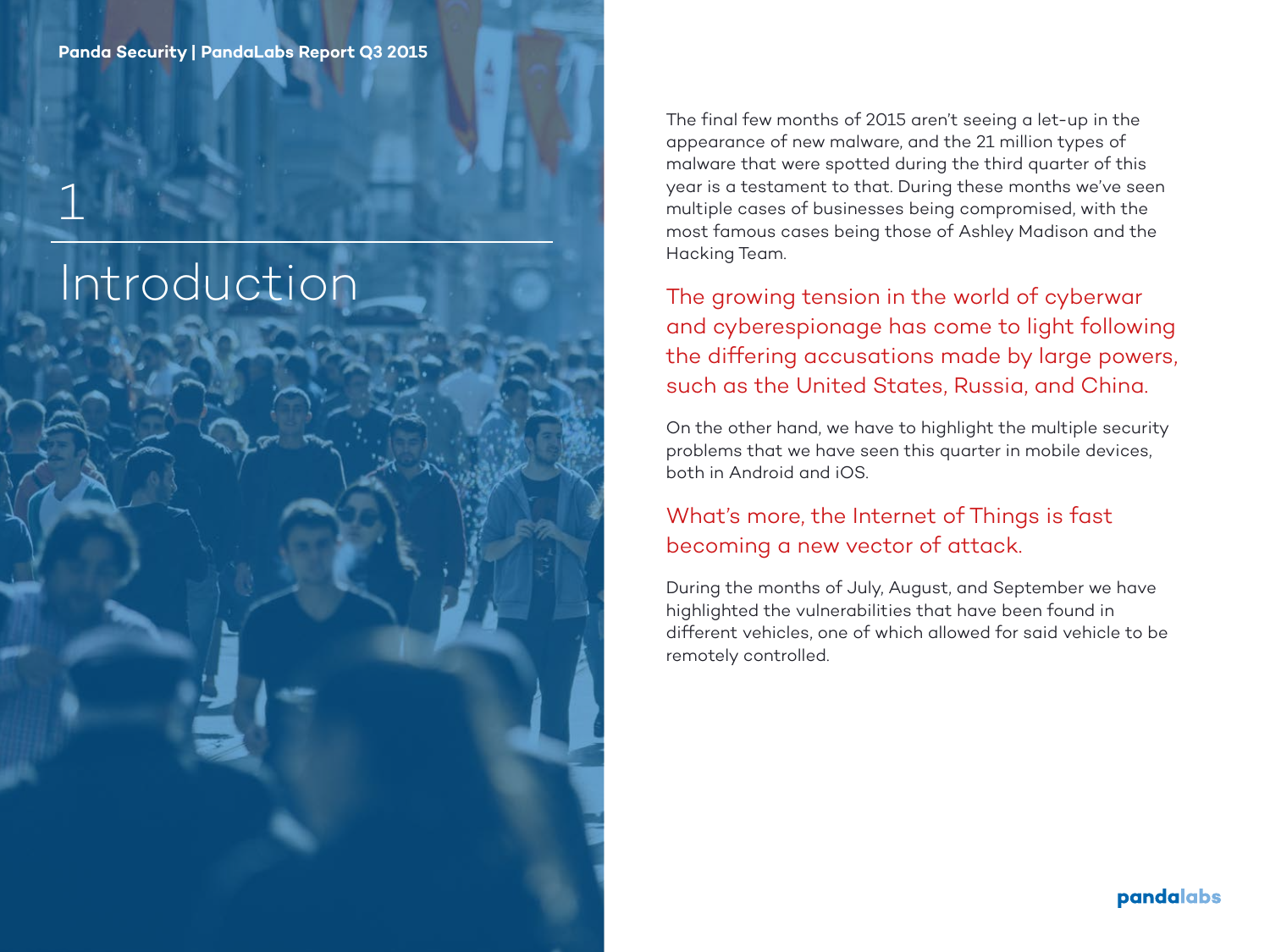# 1 Introduction

The final few months of 2015 aren't seeing a let-up in the appearance of new malware, and the 21 million types of malware that were spotted during the third quarter of this year is a testament to that. During these months we've seen multiple cases of businesses being compromised, with the most famous cases being those of Ashley Madison and the Hacking Team.

The growing tension in the world of cyberwar and cyberespionage has come to light following the differing accusations made by large powers, such as the United States, Russia, and China.

On the other hand, we have to highlight the multiple security problems that we have seen this quarter in mobile devices, both in Android and iOS.

What's more, the Internet of Things is fast becoming a new vector of attack.

During the months of July, August, and September we have highlighted the vulnerabilities that have been found in different vehicles, one of which allowed for said vehicle to be remotely controlled.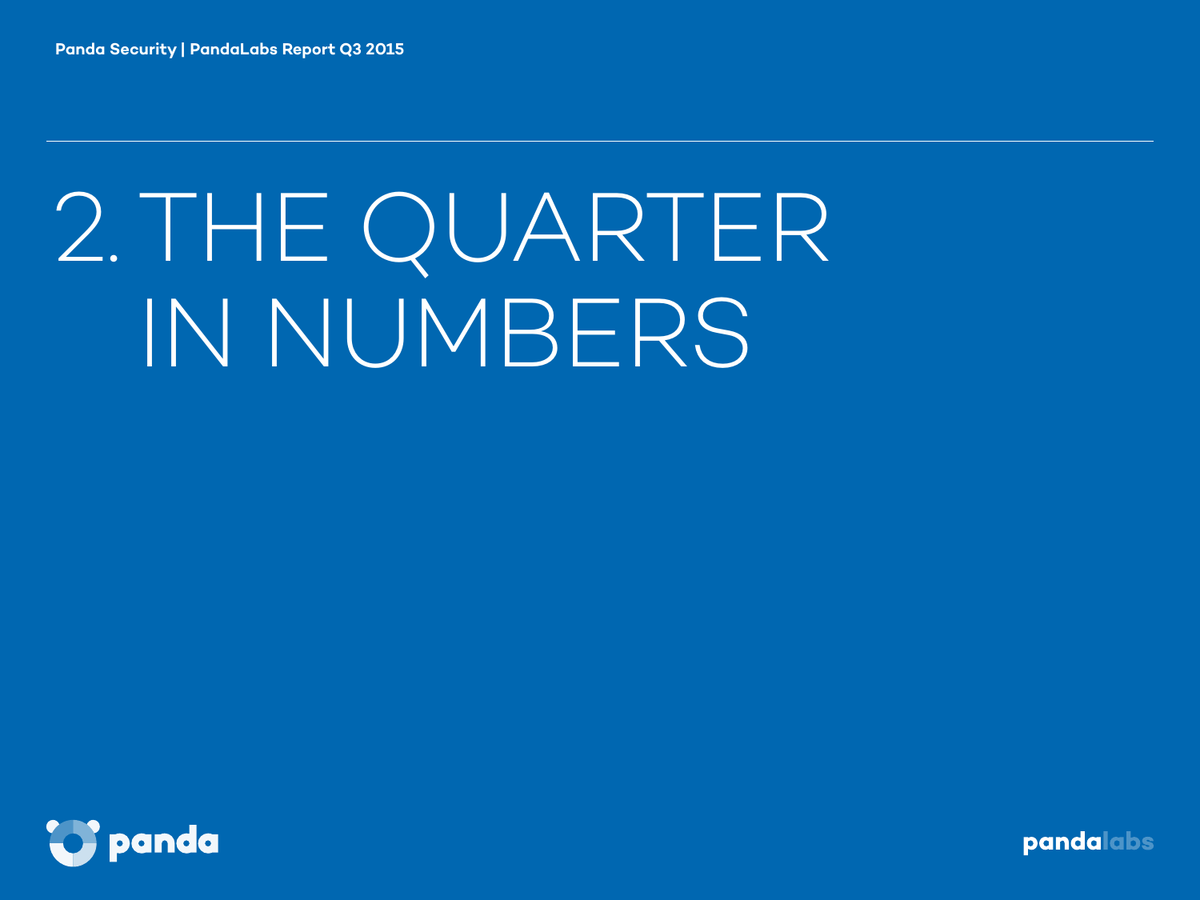# 2. THE QUARTER IN NUMBERS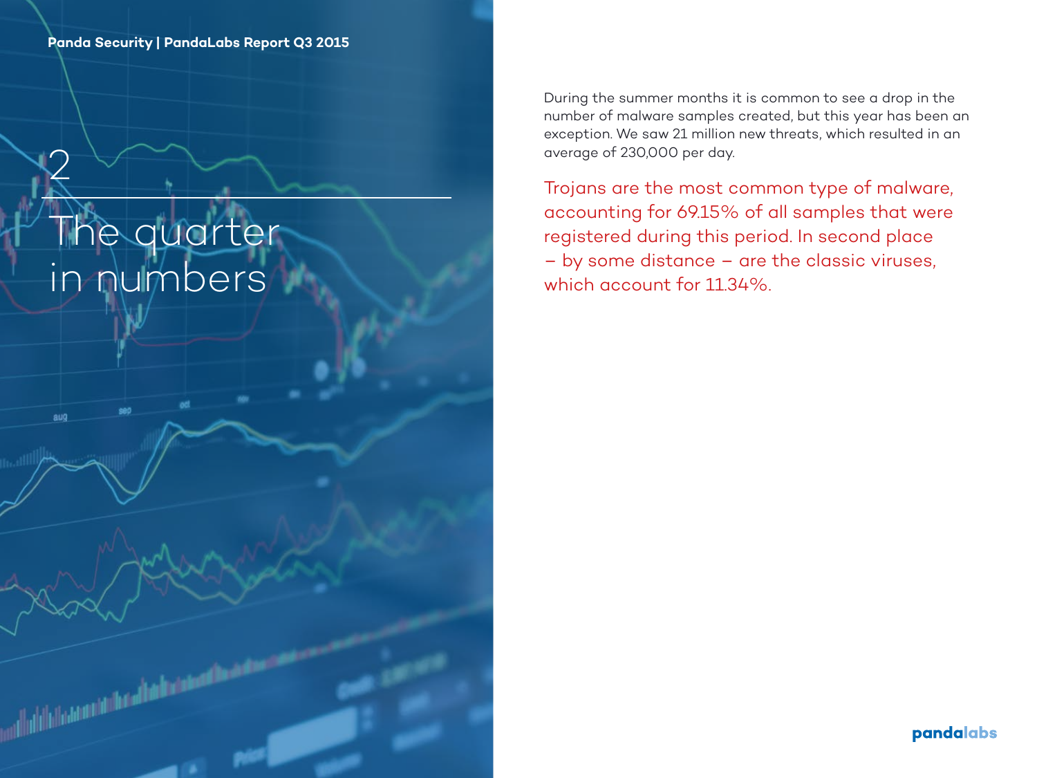# 2 The quarter in numbers

During the summer months it is common to see a drop in the number of malware samples created, but this year has been an exception. We saw 21 million new threats, which resulted in an average of 230,000 per day.

Trojans are the most common type of malware, accounting for 69.15% of all samples that were registered during this period. In second place – by some distance – are the classic viruses, which account for 11.34%.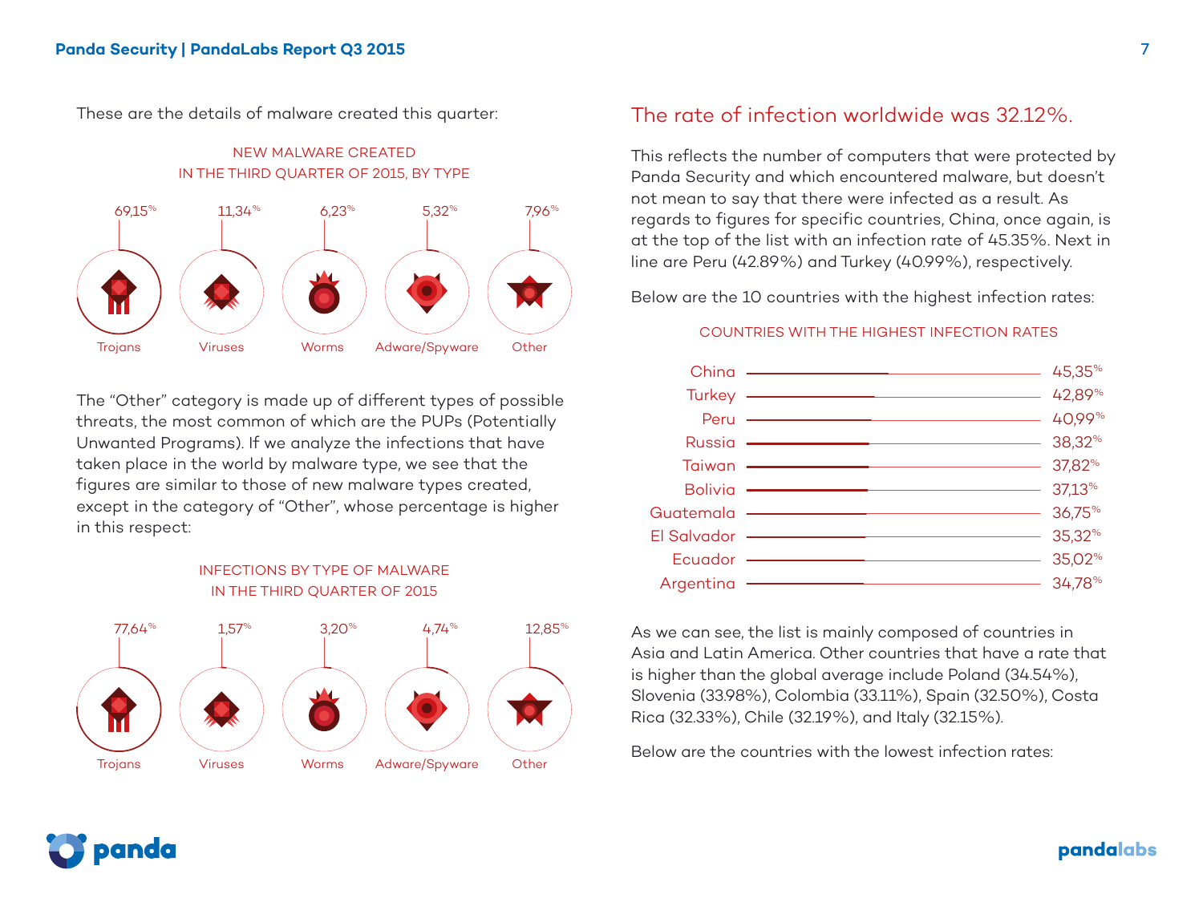These are the details of malware created this quarter:

NEW MALWARE CREATED IN THE THIRD QUARTER OF 2015, BY TYPE

| Trojans | Viruses | Worms | Adware/Spyware | Other |
|---|---|---|---|---|
| 69,15% | 11,34% | 6,23% | 5,32% | 7,96% |

The "Other" category is made up of different types of possible threats, the most common of which are the PUPs (Potentially Unwanted Programs). If we analyze the infections that have taken place in the world by malware type, we see that the figures are similar to those of new malware types created, except in the category of "Other", whose percentage is higher in this respect:

INFECTIONS BY TYPE OF MALWARE IN THE THIRD QUARTER OF 2015

| Trojans | Viruses | Worms | Adware/Spyware | Other |
|---|---|---|---|---|
| 77,64% | 1,57% | 3,20% | 4,74% | 12,85% |

## The rate of infection worldwide was 32.12%.

This reflects the number of computers that were protected by Panda Security and which encountered malware, but doesn't not mean to say that there were infected as a result. As regards to figures for specific countries, China, once again, is at the top of the list with an infection rate of 45.35%. Next in line are Peru (42.89%) and Turkey (40.99%), respectively.

Below are the 10 countries with the highest infection rates:

COUNTRIES WITH THE HIGHEST INFECTION RATES

| Country | Infection rate |
|---|---|
| China | 45,35% |
| Turkey | 42,89% |
| Peru | 40,99% |
| Russia | 38,32% |
| Taiwan | 37,82% |
| Bolivia | 37,13% |
| Guatemala | 36,75% |
| El Salvador | 35,32% |
| Ecuador | 35,02% |
| Argentina | 34,78% |

As we can see, the list is mainly composed of countries in Asia and Latin America. Other countries that have a rate that is higher than the global average include Poland (34.54%), Slovenia (33.98%), Colombia (33.11%), Spain (32.50%), Costa Rica (32.33%), Chile (32.19%), and Italy (32.15%).

Below are the countries with the lowest infection rates: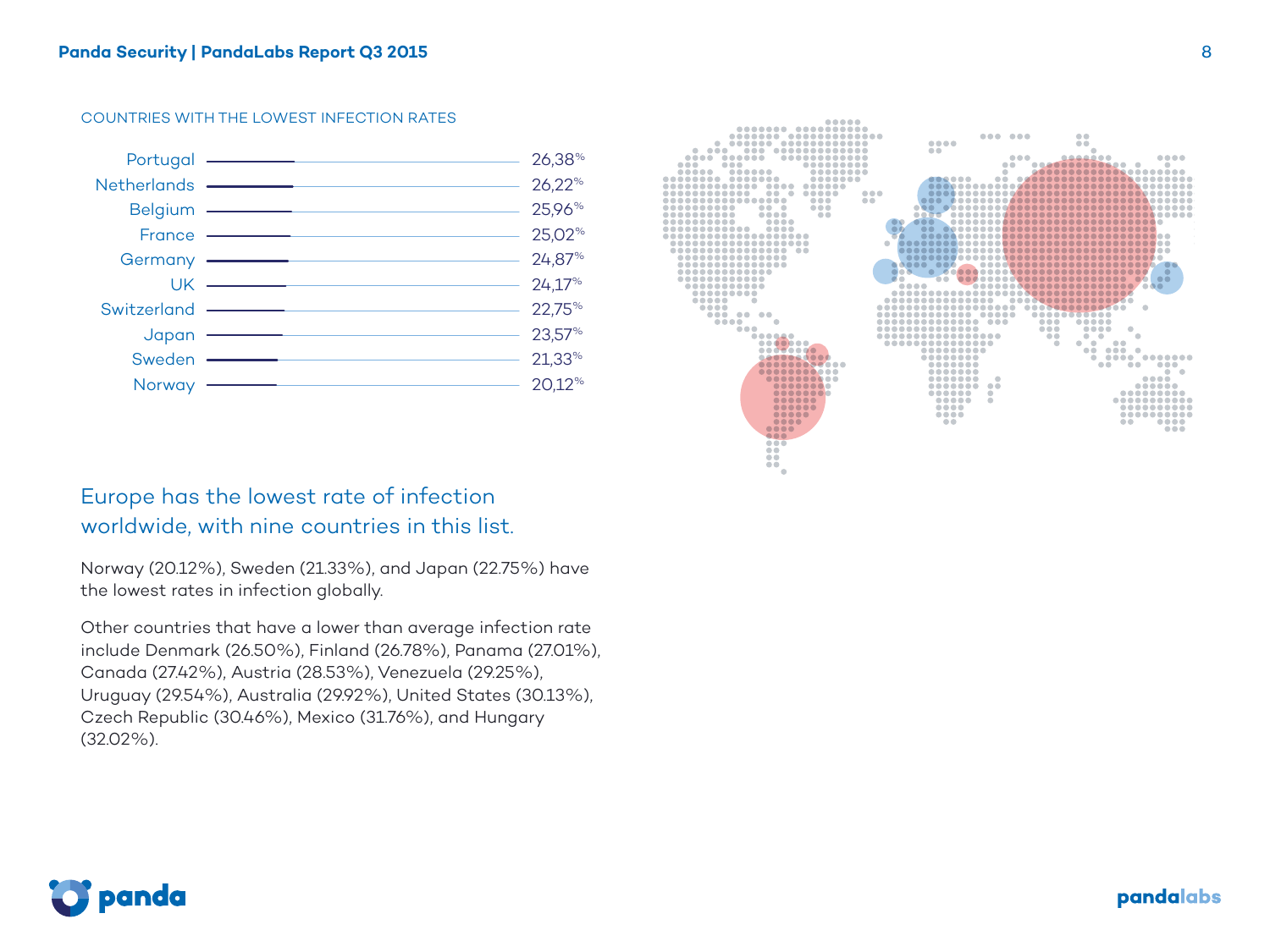COUNTRIES WITH THE LOWEST INFECTION RATES

| Country | Infection rate |
|---|---|
| Portugal | 26,38% |
| Netherlands | 26,22% |
| Belgium | 25,96% |
| France | 25,02% |
| Germany | 24,87% |
| UK | 24,17% |
| Switzerland | 22,75% |
| Japan | 23,57% |
| Sweden | 21,33% |
| Norway | 20,12% |

## Europe has the lowest rate of infection worldwide, with nine countries in this list.

Norway (20.12%), Sweden (21.33%), and Japan (22.75%) have the lowest rates in infection globally.

Other countries that have a lower than average infection rate include Denmark (26.50%), Finland (26.78%), Panama (27.01%), Canada (27.42%), Austria (28.53%), Venezuela (29.25%), Uruguay (29.54%), Australia (29.92%), United States (30.13%), Czech Republic (30.46%), Mexico (31.76%), and Hungary (32.02%).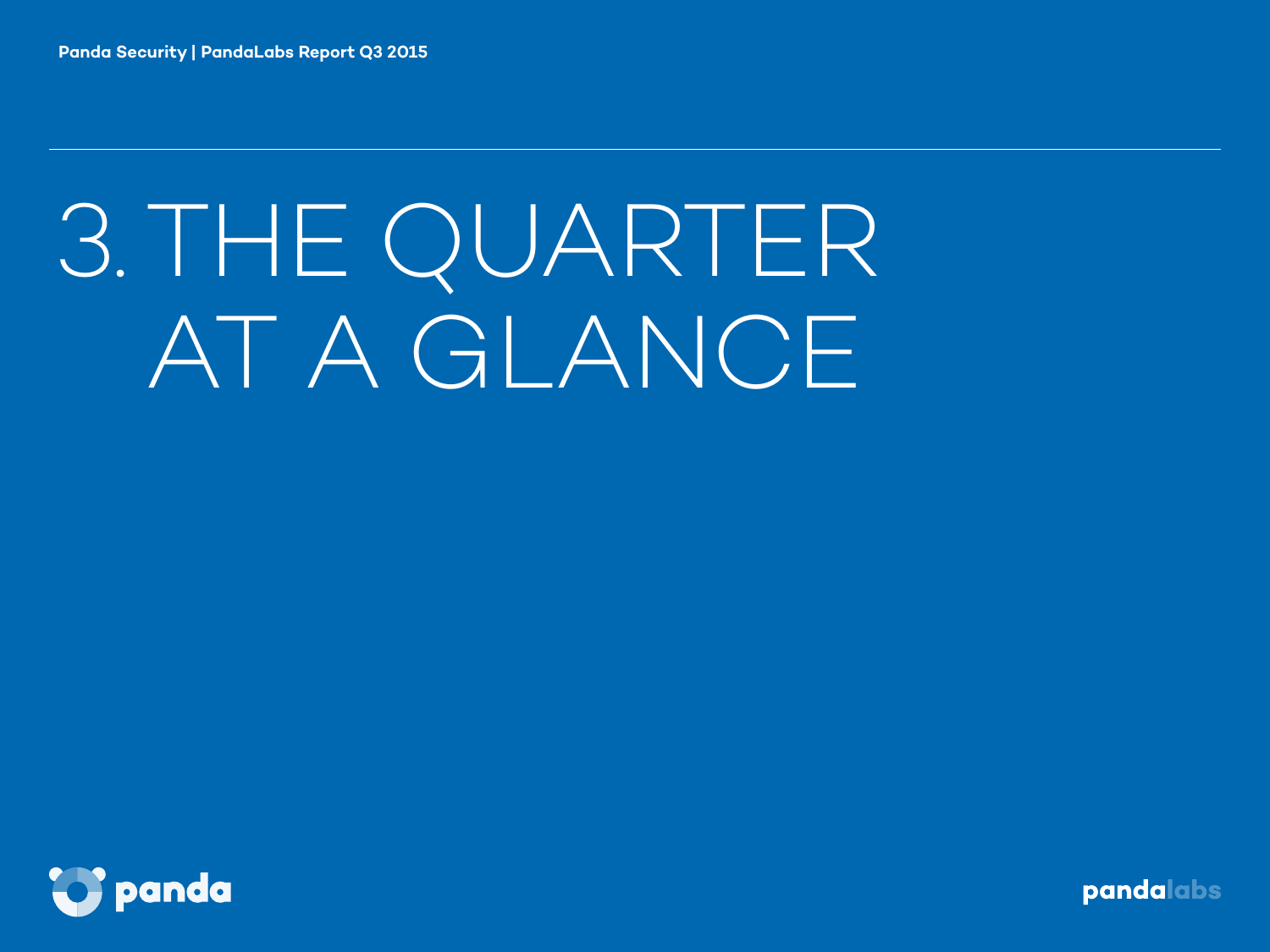# 3. THE QUARTER AT A GLANCE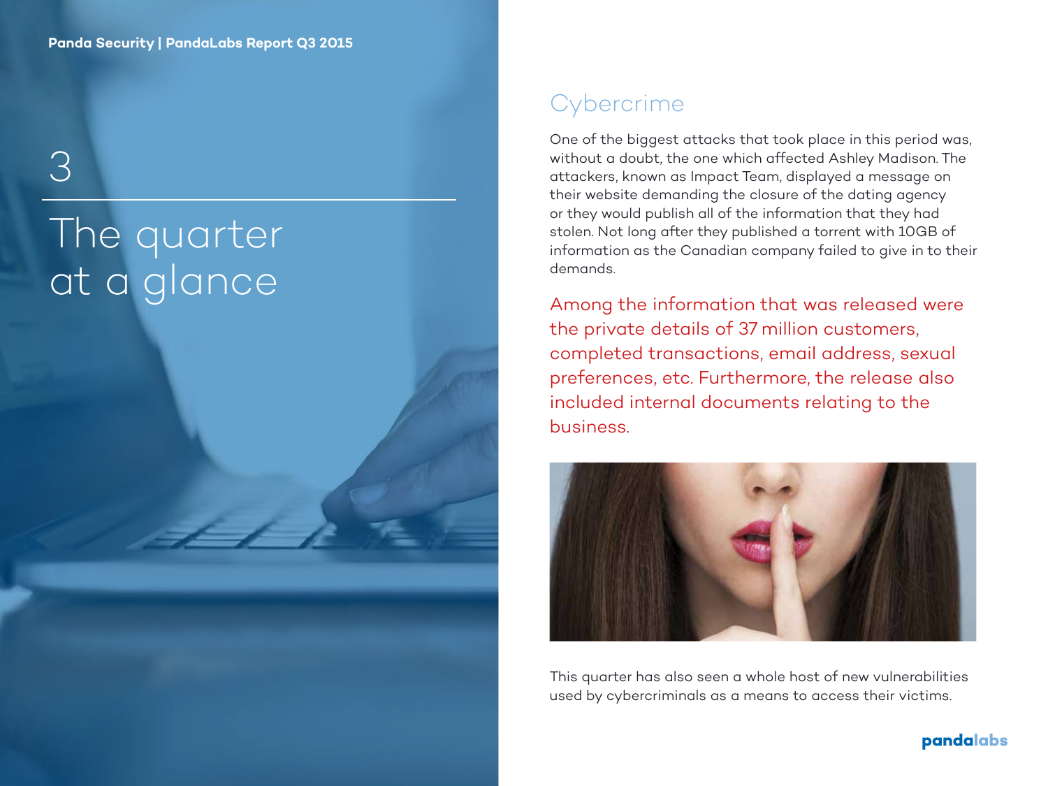# 3 The quarter at a glance

## Cybercrime

One of the biggest attacks that took place in this period was, without a doubt, the one which affected Ashley Madison. The attackers, known as Impact Team, displayed a message on their website demanding the closure of the dating agency or they would publish all of the information that they had stolen. Not long after they published a torrent with 10GB of information as the Canadian company failed to give in to their demands.

Among the information that was released were the private details of 37 million customers, completed transactions, email address, sexual preferences, etc. Furthermore, the release also included internal documents relating to the business.

This quarter has also seen a whole host of new vulnerabilities used by cybercriminals as a means to access their victims.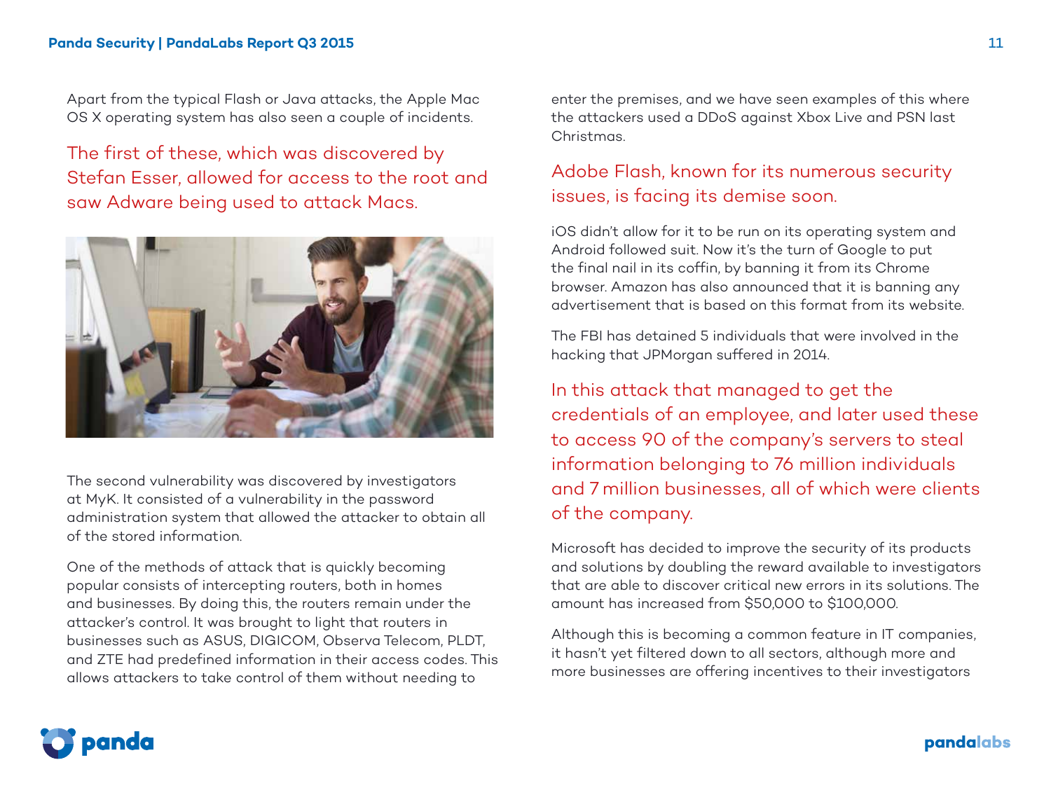Apart from the typical Flash or Java attacks, the Apple Mac OS X operating system has also seen a couple of incidents.

> The first of these, which was discovered by Stefan Esser, allowed for access to the root and saw Adware being used to attack Macs.

The second vulnerability was discovered by investigators at MyK. It consisted of a vulnerability in the password administration system that allowed the attacker to obtain all of the stored information.

One of the methods of attack that is quickly becoming popular consists of intercepting routers, both in homes and businesses. By doing this, the routers remain under the attacker's control. It was brought to light that routers in businesses such as ASUS, DIGICOM, Observa Telecom, PLDT, and ZTE had predefined information in their access codes. This allows attackers to take control of them without needing to enter the premises, and we have seen examples of this where the attackers used a DDoS against Xbox Live and PSN last Christmas.

> Adobe Flash, known for its numerous security issues, is facing its demise soon.

iOS didn't allow for it to be run on its operating system and Android followed suit. Now it's the turn of Google to put the final nail in its coffin, by banning it from its Chrome browser. Amazon has also announced that it is banning any advertisement that is based on this format from its website.

The FBI has detained 5 individuals that were involved in the hacking that JPMorgan suffered in 2014.

> In this attack that managed to get the credentials of an employee, and later used these to access 90 of the company's servers to steal information belonging to 76 million individuals and 7 million businesses, all of which were clients of the company.

Microsoft has decided to improve the security of its products and solutions by doubling the reward available to investigators that are able to discover critical new errors in its solutions. The amount has increased from $50,000 to $100,000.

Although this is becoming a common feature in IT companies, it hasn't yet filtered down to all sectors, although more and more businesses are offering incentives to their investigators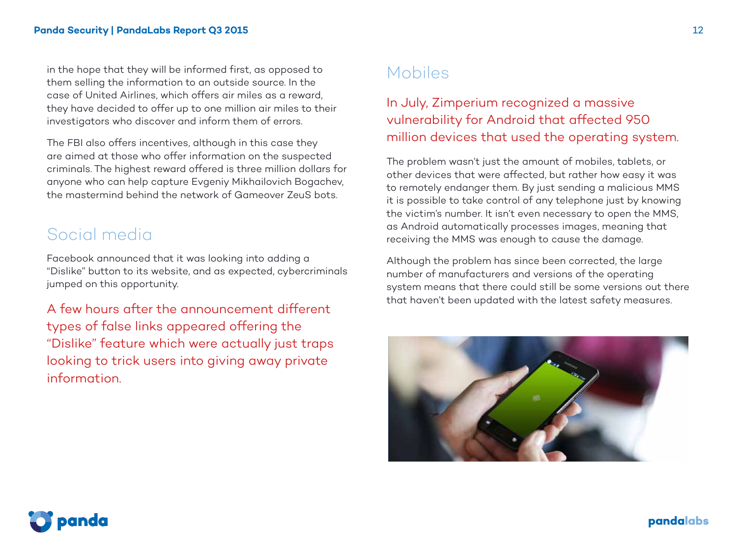in the hope that they will be informed first, as opposed to them selling the information to an outside source. In the case of United Airlines, which offers air miles as a reward, they have decided to offer up to one million air miles to their investigators who discover and inform them of errors.

The FBI also offers incentives, although in this case they are aimed at those who offer information on the suspected criminals. The highest reward offered is three million dollars for anyone who can help capture Evgeniy Mikhailovich Bogachev, the mastermind behind the network of Gameover ZeuS bots.

## Social media

Facebook announced that it was looking into adding a "Dislike" button to its website, and as expected, cybercriminals jumped on this opportunity.

A few hours after the announcement different types of false links appeared offering the "Dislike" feature which were actually just traps looking to trick users into giving away private information.

## Mobiles

In July, Zimperium recognized a massive vulnerability for Android that affected 950 million devices that used the operating system.

The problem wasn't just the amount of mobiles, tablets, or other devices that were affected, but rather how easy it was to remotely endanger them. By just sending a malicious MMS it is possible to take control of any telephone just by knowing the victim's number. It isn't even necessary to open the MMS, as Android automatically processes images, meaning that receiving the MMS was enough to cause the damage.

Although the problem has since been corrected, the large number of manufacturers and versions of the operating system means that there could still be some versions out there that haven't been updated with the latest safety measures.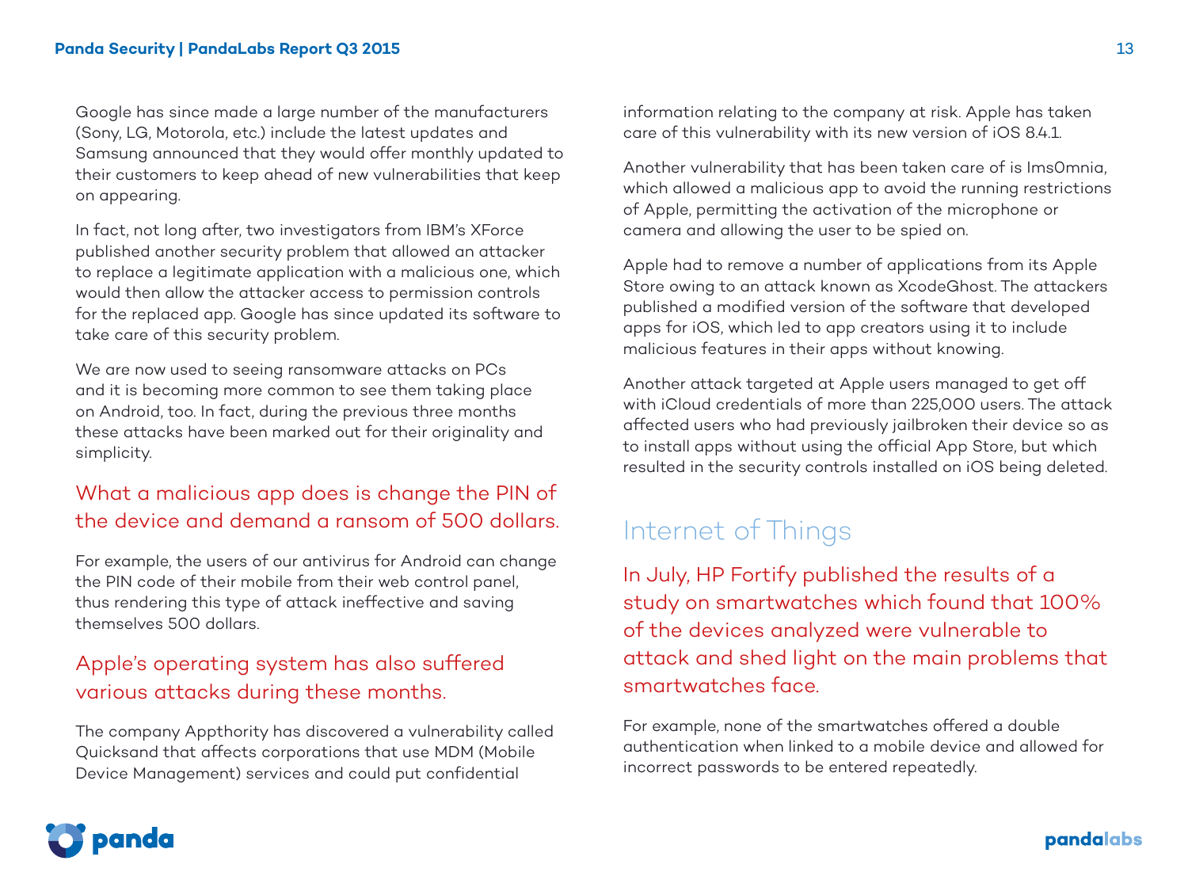Google has since made a large number of the manufacturers (Sony, LG, Motorola, etc.) include the latest updates and Samsung announced that they would offer monthly updated to their customers to keep ahead of new vulnerabilities that keep on appearing.

In fact, not long after, two investigators from IBM's XForce published another security problem that allowed an attacker to replace a legitimate application with a malicious one, which would then allow the attacker access to permission controls for the replaced app. Google has since updated its software to take care of this security problem.

We are now used to seeing ransomware attacks on PCs and it is becoming more common to see them taking place on Android, too. In fact, during the previous three months these attacks have been marked out for their originality and simplicity.

**What a malicious app does is change the PIN of the device and demand a ransom of 500 dollars.**

For example, the users of our antivirus for Android can change the PIN code of their mobile from their web control panel, thus rendering this type of attack ineffective and saving themselves 500 dollars.

**Apple's operating system has also suffered various attacks during these months.**

The company Appthority has discovered a vulnerability called Quicksand that affects corporations that use MDM (Mobile Device Management) services and could put confidential information relating to the company at risk. Apple has taken care of this vulnerability with its new version of iOS 8.4.1.

Another vulnerability that has been taken care of is Ims0mnia, which allowed a malicious app to avoid the running restrictions of Apple, permitting the activation of the microphone or camera and allowing the user to be spied on.

Apple had to remove a number of applications from its Apple Store owing to an attack known as XcodeGhost. The attackers published a modified version of the software that developed apps for iOS, which led to app creators using it to include malicious features in their apps without knowing.

Another attack targeted at Apple users managed to get off with iCloud credentials of more than 225,000 users. The attack affected users who had previously jailbroken their device so as to install apps without using the official App Store, but which resulted in the security controls installed on iOS being deleted.

## Internet of Things

**In July, HP Fortify published the results of a study on smartwatches which found that 100% of the devices analyzed were vulnerable to attack and shed light on the main problems that smartwatches face.**

For example, none of the smartwatches offered a double authentication when linked to a mobile device and allowed for incorrect passwords to be entered repeatedly.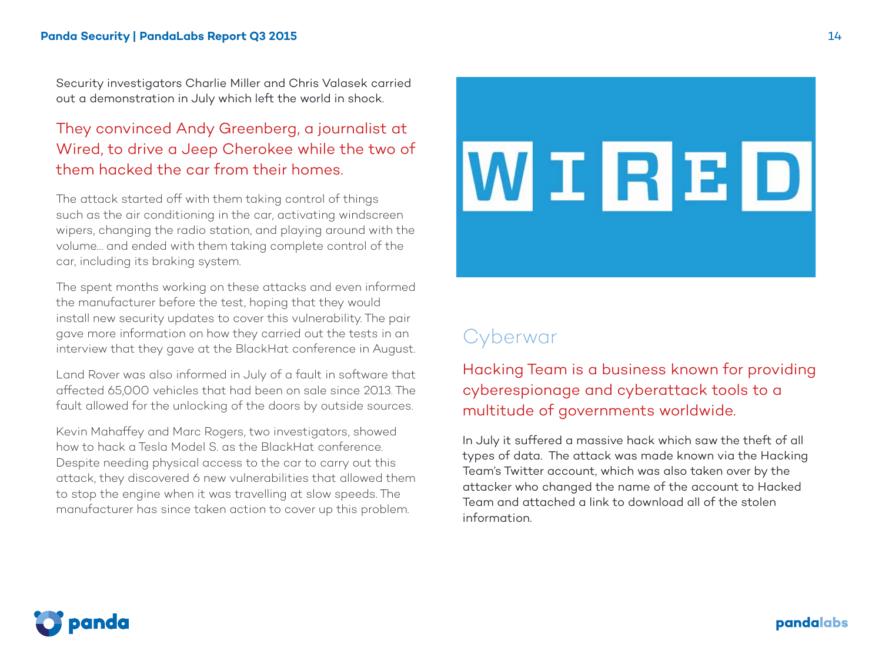Security investigators Charlie Miller and Chris Valasek carried out a demonstration in July which left the world in shock.

They convinced Andy Greenberg, a journalist at Wired, to drive a Jeep Cherokee while the two of them hacked the car from their homes.

The attack started off with them taking control of things such as the air conditioning in the car, activating windscreen wipers, changing the radio station, and playing around with the volume… and ended with them taking complete control of the car, including its braking system.

The spent months working on these attacks and even informed the manufacturer before the test, hoping that they would install new security updates to cover this vulnerability. The pair gave more information on how they carried out the tests in an interview that they gave at the BlackHat conference in August.

Land Rover was also informed in July of a fault in software that affected 65,000 vehicles that had been on sale since 2013. The fault allowed for the unlocking of the doors by outside sources.

Kevin Mahaffey and Marc Rogers, two investigators, showed how to hack a Tesla Model S. as the BlackHat conference. Despite needing physical access to the car to carry out this attack, they discovered 6 new vulnerabilities that allowed them to stop the engine when it was travelling at slow speeds. The manufacturer has since taken action to cover up this problem.

## Cyberwar

Hacking Team is a business known for providing cyberespionage and cyberattack tools to a multitude of governments worldwide.

In July it suffered a massive hack which saw the theft of all types of data. The attack was made known via the Hacking Team's Twitter account, which was also taken over by the attacker who changed the name of the account to Hacked Team and attached a link to download all of the stolen information.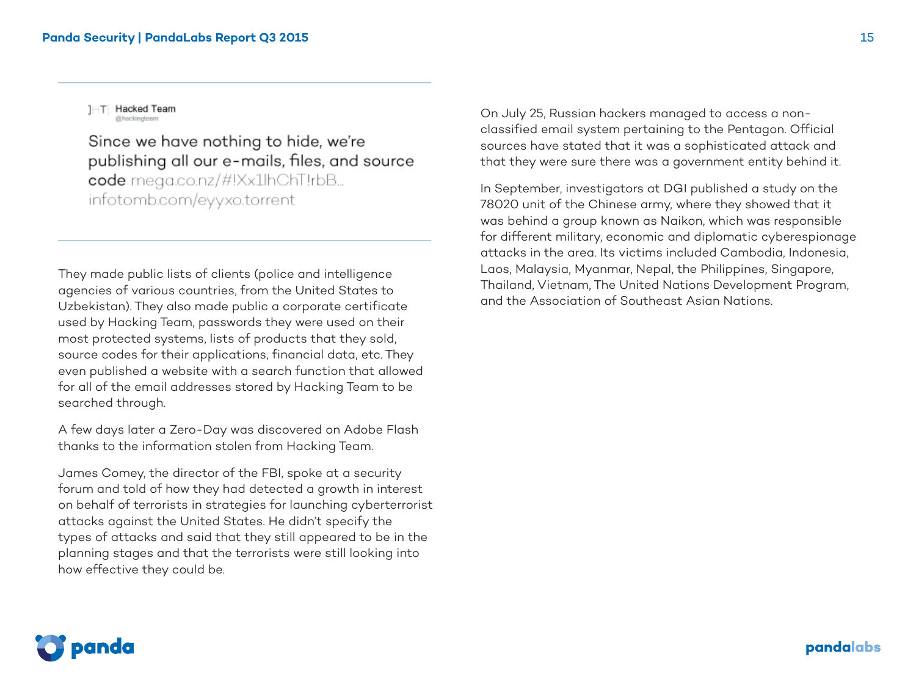]HT[ Hacked Team
@hackingteam

Since we have nothing to hide, we're publishing all our e-mails, files, and source code mega.co.nz/#!Xx1lhChT!rbB...
infotomb.com/eyyxo.torrent

They made public lists of clients (police and intelligence agencies of various countries, from the United States to Uzbekistan). They also made public a corporate certificate used by Hacking Team, passwords they were used on their most protected systems, lists of products that they sold, source codes for their applications, financial data, etc. They even published a website with a search function that allowed for all of the email addresses stored by Hacking Team to be searched through.

A few days later a Zero-Day was discovered on Adobe Flash thanks to the information stolen from Hacking Team.

James Comey, the director of the FBI, spoke at a security forum and told of how they had detected a growth in interest on behalf of terrorists in strategies for launching cyberterrorist attacks against the United States. He didn't specify the types of attacks and said that they still appeared to be in the planning stages and that the terrorists were still looking into how effective they could be.

On July 25, Russian hackers managed to access a non-classified email system pertaining to the Pentagon. Official sources have stated that it was a sophisticated attack and that they were sure there was a government entity behind it.

In September, investigators at DGI published a study on the 78020 unit of the Chinese army, where they showed that it was behind a group known as Naikon, which was responsible for different military, economic and diplomatic cyberespionage attacks in the area. Its victims included Cambodia, Indonesia, Laos, Malaysia, Myanmar, Nepal, the Philippines, Singapore, Thailand, Vietnam, The United Nations Development Program, and the Association of Southeast Asian Nations.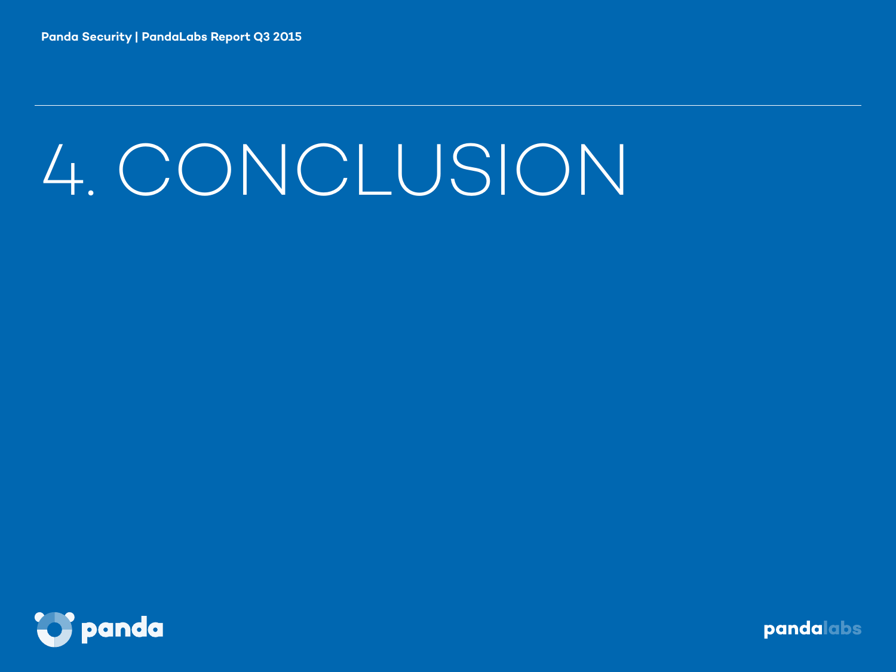# 4. CONCLUSION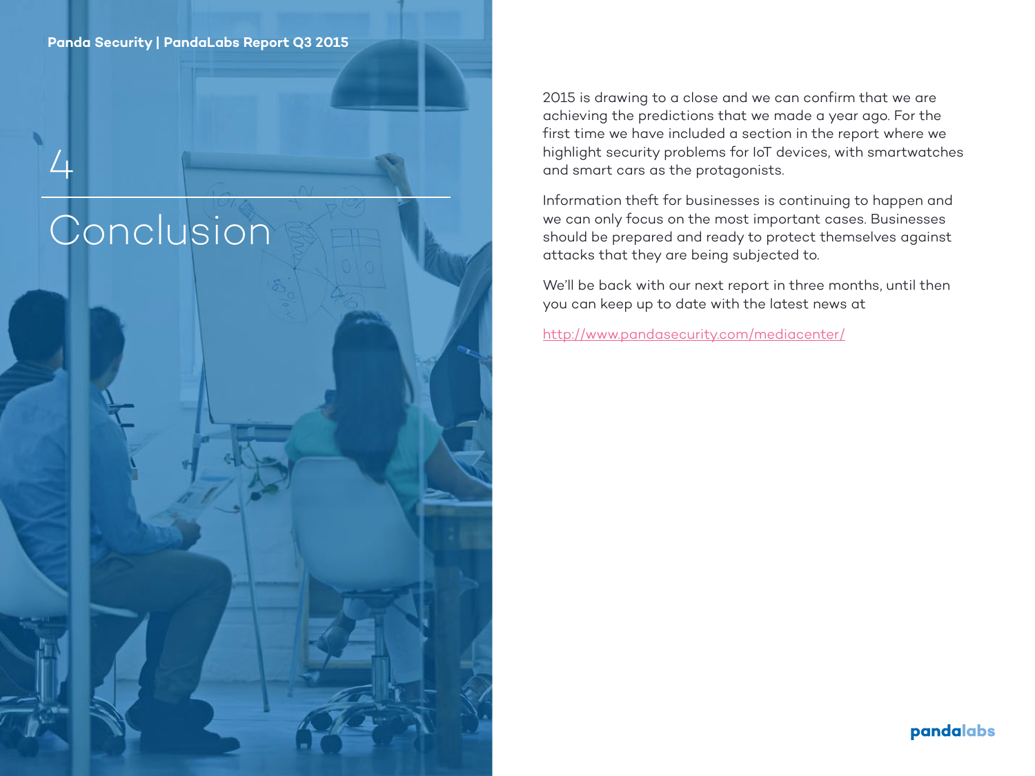# 4 Conclusion

2015 is drawing to a close and we can confirm that we are achieving the predictions that we made a year ago. For the first time we have included a section in the report where we highlight security problems for IoT devices, with smartwatches and smart cars as the protagonists.

Information theft for businesses is continuing to happen and we can only focus on the most important cases. Businesses should be prepared and ready to protect themselves against attacks that they are being subjected to.

We'll be back with our next report in three months, until then you can keep up to date with the latest news at

http://www.pandasecurity.com/mediacenter/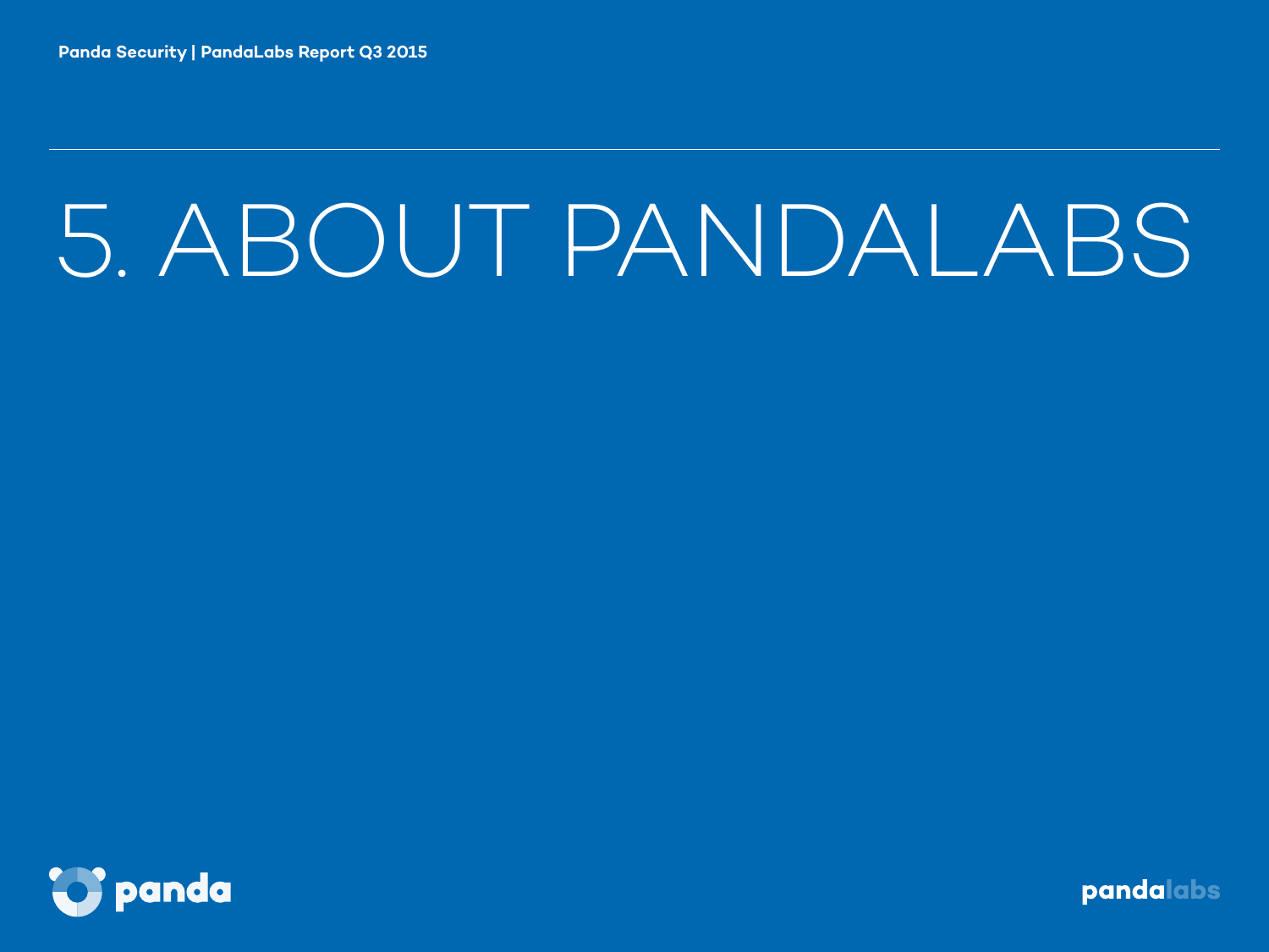# 5. ABOUT PANDALABS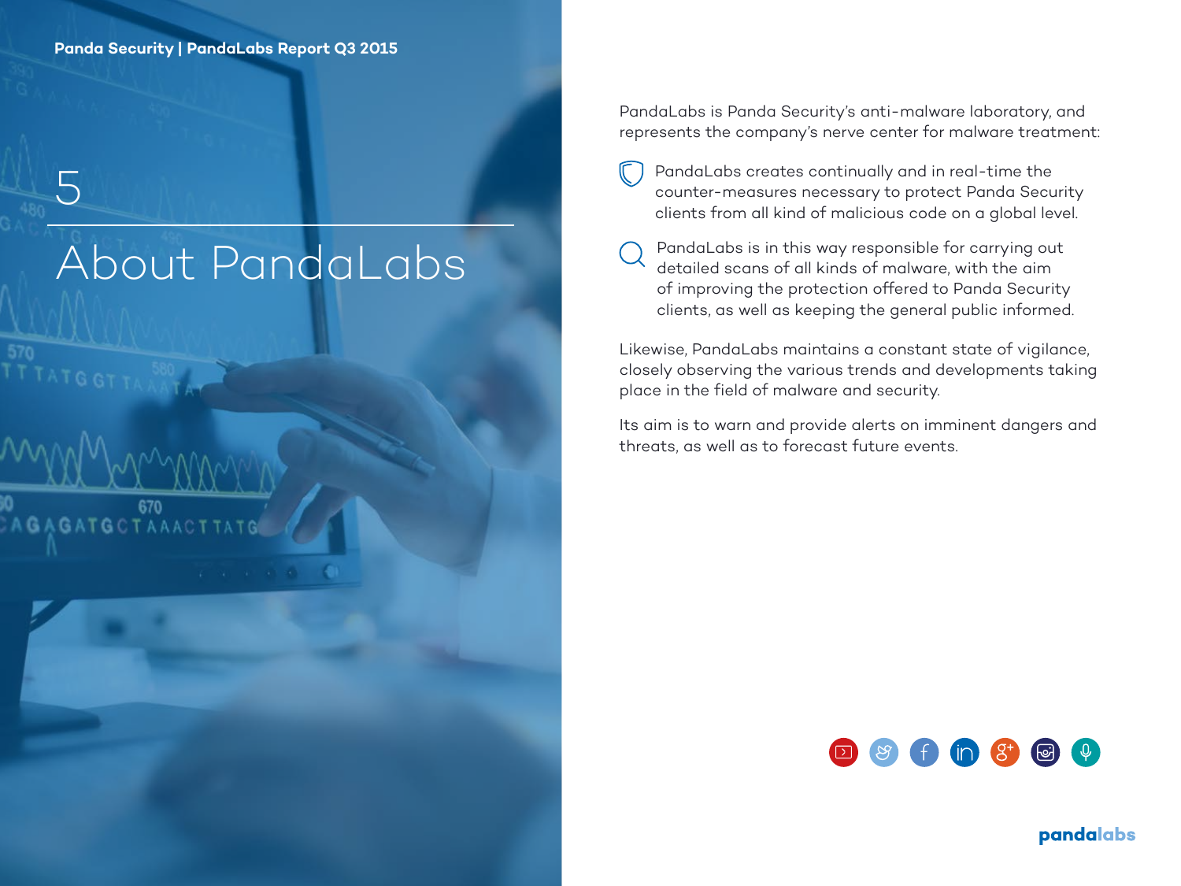# 5 About PandaLabs

PandaLabs is Panda Security's anti-malware laboratory, and represents the company's nerve center for malware treatment:

- PandaLabs creates continually and in real-time the counter-measures necessary to protect Panda Security clients from all kind of malicious code on a global level.
- PandaLabs is in this way responsible for carrying out detailed scans of all kinds of malware, with the aim of improving the protection offered to Panda Security clients, as well as keeping the general public informed.

Likewise, PandaLabs maintains a constant state of vigilance, closely observing the various trends and developments taking place in the field of malware and security.

Its aim is to warn and provide alerts on imminent dangers and threats, as well as to forecast future events.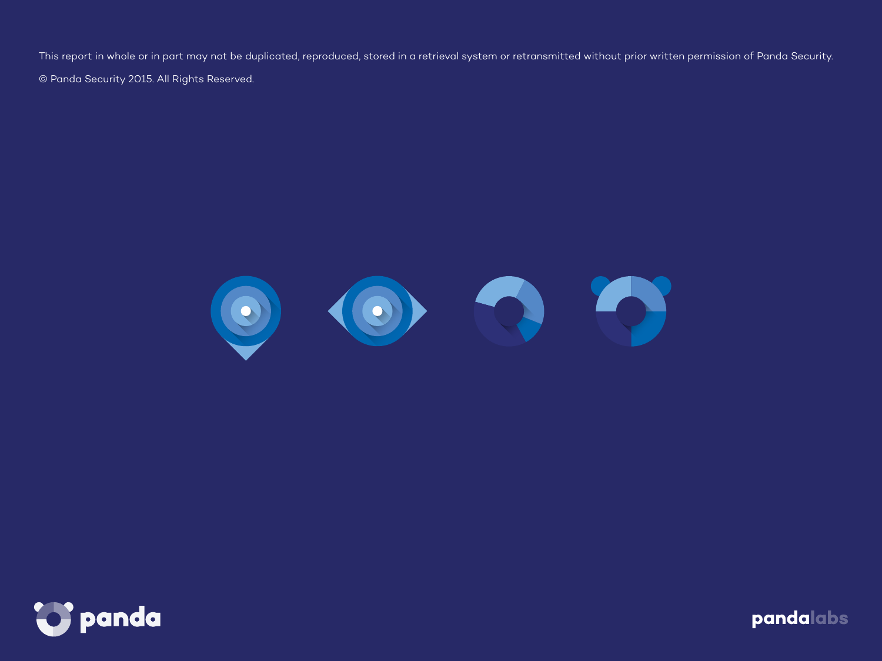This report in whole or in part may not be duplicated, reproduced, stored in a retrieval system or retransmitted without prior written permission of Panda Security.

© Panda Security 2015. All Rights Reserved.